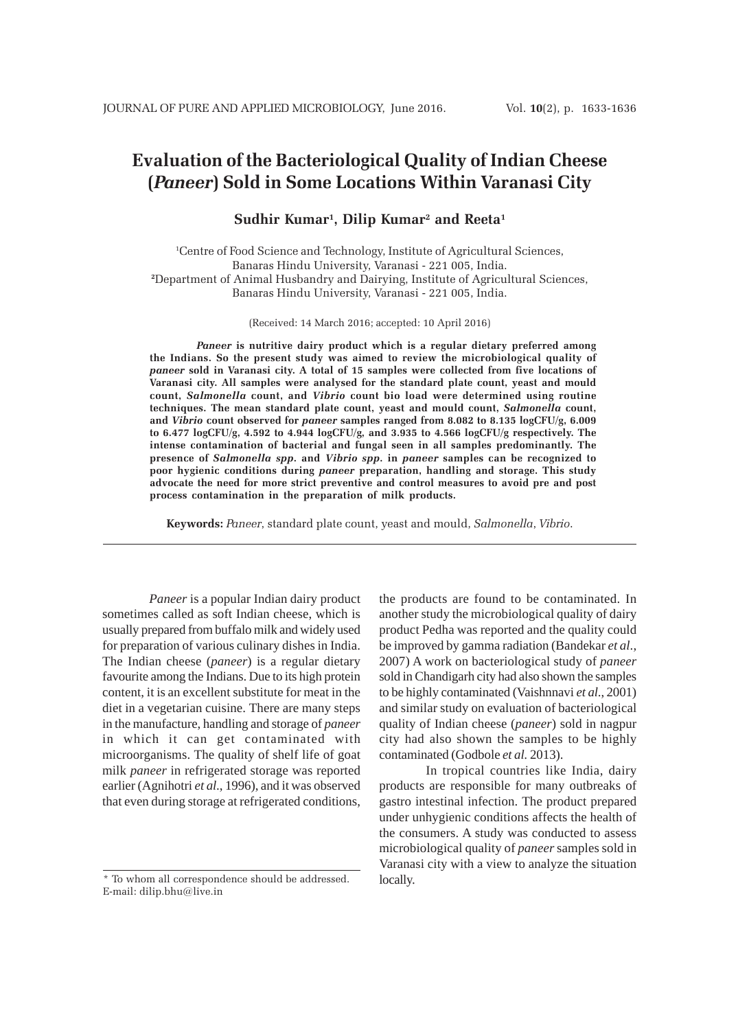# Evaluation of the Bacteriological Quality of Indian Cheese (*Paneer*) Sold in Some Locations Within Varanasi City

**Sudhir Kumar[1], Dilip Kumar[2] and Reeta[1]**

[1]Centre of Food Science and Technology, Institute of Agricultural Sciences, Banaras Hindu University, Varanasi - 221 005, India.
[2]Department of Animal Husbandry and Dairying, Institute of Agricultural Sciences, Banaras Hindu University, Varanasi - 221 005, India.

(Received: 14 March 2016; accepted: 10 April 2016)

***Paneer*** **is nutritive dairy product which is a regular dietary preferred among the Indians. So the present study was aimed to review the microbiological quality of** ***paneer*** **sold in Varanasi city. A total of 15 samples were collected from five locations of Varanasi city. All samples were analysed for the standard plate count, yeast and mould count,** ***Salmonella*** **count, and** ***Vibrio*** **count bio load were determined using routine techniques. The mean standard plate count, yeast and mould count,** ***Salmonella*** **count, and** ***Vibrio*** **count observed for** ***paneer*** **samples ranged from 8.082 to 8.135 logCFU/g, 6.009 to 6.477 logCFU/g, 4.592 to 4.944 logCFU/g, and 3.935 to 4.566 logCFU/g respectively. The intense contamination of bacterial and fungal seen in all samples predominantly. The presence of** ***Salmonella spp.*** **and** ***Vibrio spp.*** **in** ***paneer*** **samples can be recognized to poor hygienic conditions during** ***paneer*** **preparation, handling and storage. This study advocate the need for more strict preventive and control measures to avoid pre and post process contamination in the preparation of milk products.**

**Keywords:** *Paneer*, standard plate count, yeast and mould, *Salmonella*, *Vibrio*.

---

*Paneer* is a popular Indian dairy product sometimes called as soft Indian cheese, which is usually prepared from buffalo milk and widely used for preparation of various culinary dishes in India. The Indian cheese (*paneer*) is a regular dietary favourite among the Indians. Due to its high protein content, it is an excellent substitute for meat in the diet in a vegetarian cuisine. There are many steps in the manufacture, handling and storage of *paneer* in which it can get contaminated with microorganisms. The quality of shelf life of goat milk *paneer* in refrigerated storage was reported earlier (Agnihotri *et al*., 1996), and it was observed that even during storage at refrigerated conditions, the products are found to be contaminated. In another study the microbiological quality of dairy product Pedha was reported and the quality could be improved by gamma radiation (Bandekar *et al*., 2007) A work on bacteriological study of *paneer* sold in Chandigarh city had also shown the samples to be highly contaminated (Vaishnnavi *et al*., 2001) and similar study on evaluation of bacteriological quality of Indian cheese (*paneer*) sold in nagpur city had also shown the samples to be highly contaminated (Godbole *et al.* 2013).

In tropical countries like India, dairy products are responsible for many outbreaks of gastro intestinal infection. The product prepared under unhygienic conditions affects the health of the consumers. A study was conducted to assess microbiological quality of *paneer* samples sold in Varanasi city with a view to analyze the situation locally.

* To whom all correspondence should be addressed.
E-mail: dilip.bhu@live.in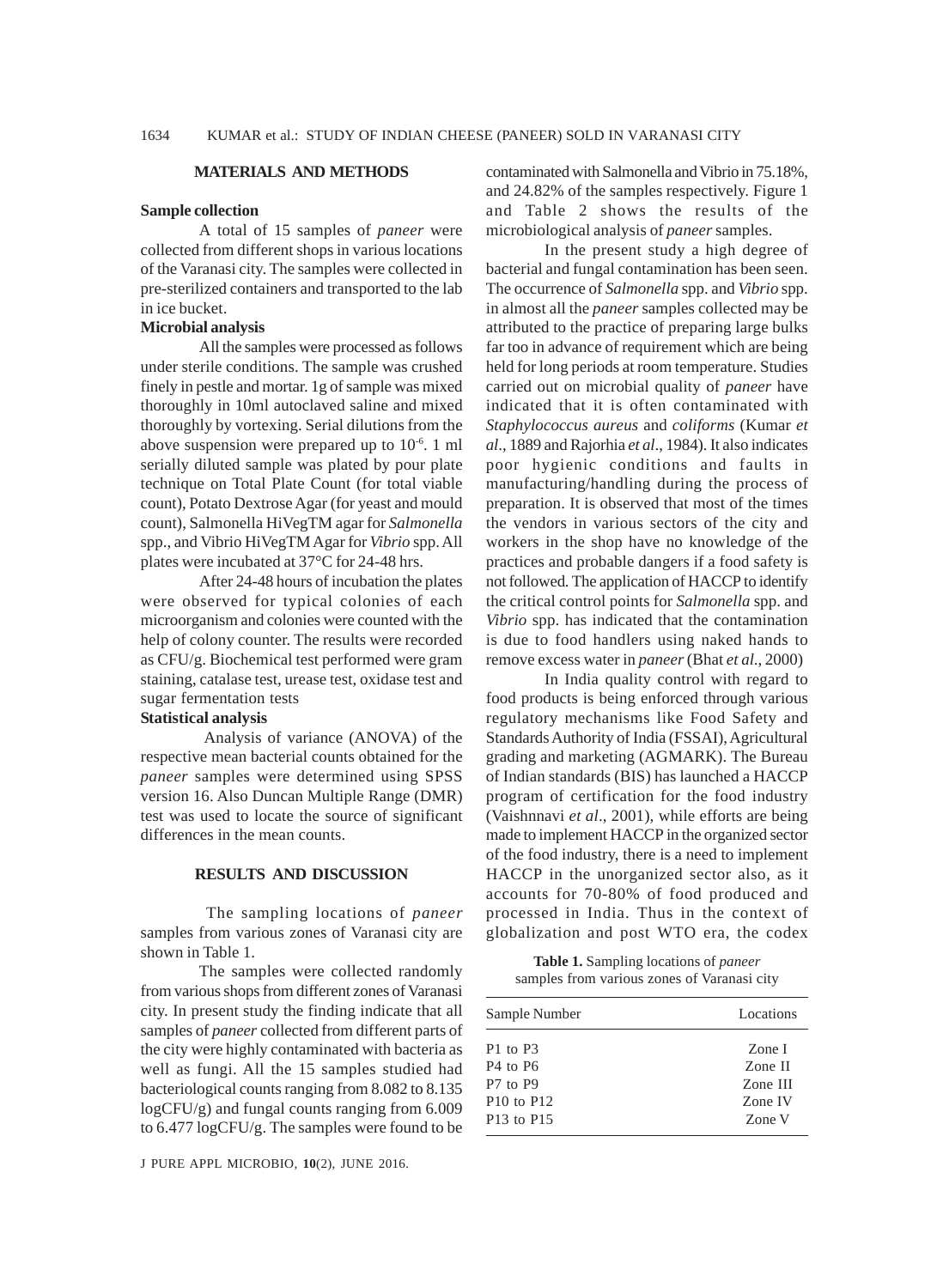## MATERIALS AND METHODS

### Sample collection

A total of 15 samples of *paneer* were collected from different shops in various locations of the Varanasi city. The samples were collected in pre-sterilized containers and transported to the lab in ice bucket.

### Microbial analysis

All the samples were processed as follows under sterile conditions. The sample was crushed finely in pestle and mortar. 1g of sample was mixed thoroughly in 10ml autoclaved saline and mixed thoroughly by vortexing. Serial dilutions from the above suspension were prepared up to $10^{-6}$. 1 ml serially diluted sample was plated by pour plate technique on Total Plate Count (for total viable count), Potato Dextrose Agar (for yeast and mould count), Salmonella HiVegTM agar for *Salmonella* spp., and Vibrio HiVegTM Agar for *Vibrio* spp. All plates were incubated at 37°C for 24-48 hrs.

After 24-48 hours of incubation the plates were observed for typical colonies of each microorganism and colonies were counted with the help of colony counter. The results were recorded as CFU/g. Biochemical test performed were gram staining, catalase test, urease test, oxidase test and sugar fermentation tests

### Statistical analysis

Analysis of variance (ANOVA) of the respective mean bacterial counts obtained for the *paneer* samples were determined using SPSS version 16. Also Duncan Multiple Range (DMR) test was used to locate the source of significant differences in the mean counts.

## RESULTS AND DISCUSSION

The sampling locations of *paneer* samples from various zones of Varanasi city are shown in Table 1.

The samples were collected randomly from various shops from different zones of Varanasi city. In present study the finding indicate that all samples of *paneer* collected from different parts of the city were highly contaminated with bacteria as well as fungi. All the 15 samples studied had bacteriological counts ranging from 8.082 to 8.135 logCFU/g) and fungal counts ranging from 6.009 to 6.477 logCFU/g. The samples were found to be contaminated with Salmonella and Vibrio in 75.18%, and 24.82% of the samples respectively. Figure 1 and Table 2 shows the results of the microbiological analysis of *paneer* samples.

In the present study a high degree of bacterial and fungal contamination has been seen. The occurrence of *Salmonella* spp. and *Vibrio* spp. in almost all the *paneer* samples collected may be attributed to the practice of preparing large bulks far too in advance of requirement which are being held for long periods at room temperature. Studies carried out on microbial quality of *paneer* have indicated that it is often contaminated with *Staphylococcus aureus* and *coliforms* (Kumar *et al*., 1889 and Rajorhia *et al*., 1984). It also indicates poor hygienic conditions and faults in manufacturing/handling during the process of preparation. It is observed that most of the times the vendors in various sectors of the city and workers in the shop have no knowledge of the practices and probable dangers if a food safety is not followed. The application of HACCP to identify the critical control points for *Salmonella* spp. and *Vibrio* spp. has indicated that the contamination is due to food handlers using naked hands to remove excess water in *paneer* (Bhat *et al*., 2000)

In India quality control with regard to food products is being enforced through various regulatory mechanisms like Food Safety and Standards Authority of India (FSSAI), Agricultural grading and marketing (AGMARK). The Bureau of Indian standards (BIS) has launched a HACCP program of certification for the food industry (Vaishnnavi *et al*., 2001), while efforts are being made to implement HACCP in the organized sector of the food industry, there is a need to implement HACCP in the unorganized sector also, as it accounts for 70-80% of food produced and processed in India. Thus in the context of globalization and post WTO era, the codex

**Table 1.** Sampling locations of *paneer* samples from various zones of Varanasi city

| Sample Number | Locations |
|---|---|
| P1 to P3 | Zone I |
| P4 to P6 | Zone II |
| P7 to P9 | Zone III |
| P10 to P12 | Zone IV |
| P13 to P15 | Zone V |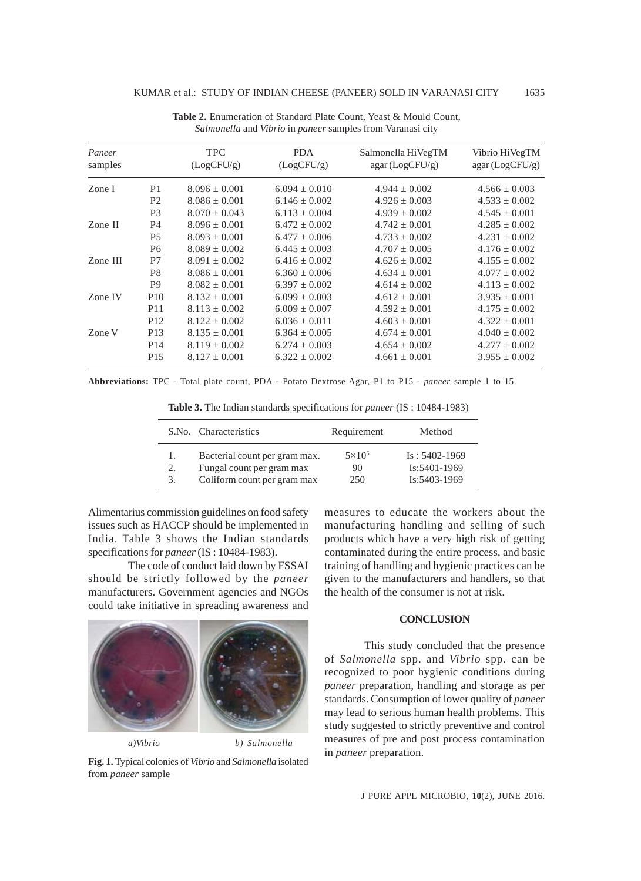**Table 2.** Enumeration of Standard Plate Count, Yeast & Mould Count, *Salmonella* and *Vibrio* in *paneer* samples from Varanasi city

| *Paneer* samples | | TPC (LogCFU/g) | PDA (LogCFU/g) | Salmonella HiVegTM agar (LogCFU/g) | Vibrio HiVegTM agar (LogCFU/g) |
|---|---|---|---|---|---|
| Zone I | P1 | 8.096 ± 0.001 | 6.094 ± 0.010 | 4.944 ± 0.002 | 4.566 ± 0.003 |
| | P2 | 8.086 ± 0.001 | 6.146 ± 0.002 | 4.926 ± 0.003 | 4.533 ± 0.002 |
| | P3 | 8.070 ± 0.043 | 6.113 ± 0.004 | 4.939 ± 0.002 | 4.545 ± 0.001 |
| Zone II | P4 | 8.096 ± 0.001 | 6.472 ± 0.002 | 4.742 ± 0.001 | 4.285 ± 0.002 |
| | P5 | 8.093 ± 0.001 | 6.477 ± 0.006 | 4.733 ± 0.002 | 4.231 ± 0.002 |
| | P6 | 8.089 ± 0.002 | 6.445 ± 0.003 | 4.707 ± 0.005 | 4.176 ± 0.002 |
| Zone III | P7 | 8.091 ± 0.002 | 6.416 ± 0.002 | 4.626 ± 0.002 | 4.155 ± 0.002 |
| | P8 | 8.086 ± 0.001 | 6.360 ± 0.006 | 4.634 ± 0.001 | 4.077 ± 0.002 |
| | P9 | 8.082 ± 0.001 | 6.397 ± 0.002 | 4.614 ± 0.002 | 4.113 ± 0.002 |
| Zone IV | P10 | 8.132 ± 0.001 | 6.099 ± 0.003 | 4.612 ± 0.001 | 3.935 ± 0.001 |
| | P11 | 8.113 ± 0.002 | 6.009 ± 0.007 | 4.592 ± 0.001 | 4.175 ± 0.002 |
| | P12 | 8.122 ± 0.002 | 6.036 ± 0.011 | 4.603 ± 0.001 | 4.322 ± 0.001 |
| Zone V | P13 | 8.135 ± 0.001 | 6.364 ± 0.005 | 4.674 ± 0.001 | 4.040 ± 0.002 |
| | P14 | 8.119 ± 0.002 | 6.274 ± 0.003 | 4.654 ± 0.002 | 4.277 ± 0.002 |
| | P15 | 8.127 ± 0.001 | 6.322 ± 0.002 | 4.661 ± 0.001 | 3.955 ± 0.002 |

**Abbreviations:** TPC - Total plate count, PDA - Potato Dextrose Agar, P1 to P15 - *paneer* sample 1 to 15.

**Table 3.** The Indian standards specifications for *paneer* (IS : 10484-1983)

| S.No. | Characteristics | Requirement | Method |
|---|---|---|---|
| 1. | Bacterial count per gram max. | $5{\times}10^5$ | Is : 5402-1969 |
| 2. | Fungal count per gram max | 90 | Is:5401-1969 |
| 3. | Coliform count per gram max | 250 | Is:5403-1969 |

Alimentarius commission guidelines on food safety issues such as HACCP should be implemented in India. Table 3 shows the Indian standards specifications for *paneer* (IS : 10484-1983).

The code of conduct laid down by FSSAI should be strictly followed by the *paneer* manufacturers. Government agencies and NGOs could take initiative in spreading awareness and measures to educate the workers about the manufacturing handling and selling of such products which have a very high risk of getting contaminated during the entire process, and basic training of handling and hygienic practices can be given to the manufacturers and handlers, so that the health of the consumer is not at risk.

*a)Vibrio* *b) Salmonella*

**Fig. 1.** Typical colonies of *Vibrio* and *Salmonella* isolated from *paneer* sample

## CONCLUSION

This study concluded that the presence of *Salmonella* spp. and *Vibrio* spp. can be recognized to poor hygienic conditions during *paneer* preparation, handling and storage as per standards. Consumption of lower quality of *paneer* may lead to serious human health problems. This study suggested to strictly preventive and control measures of pre and post process contamination in *paneer* preparation.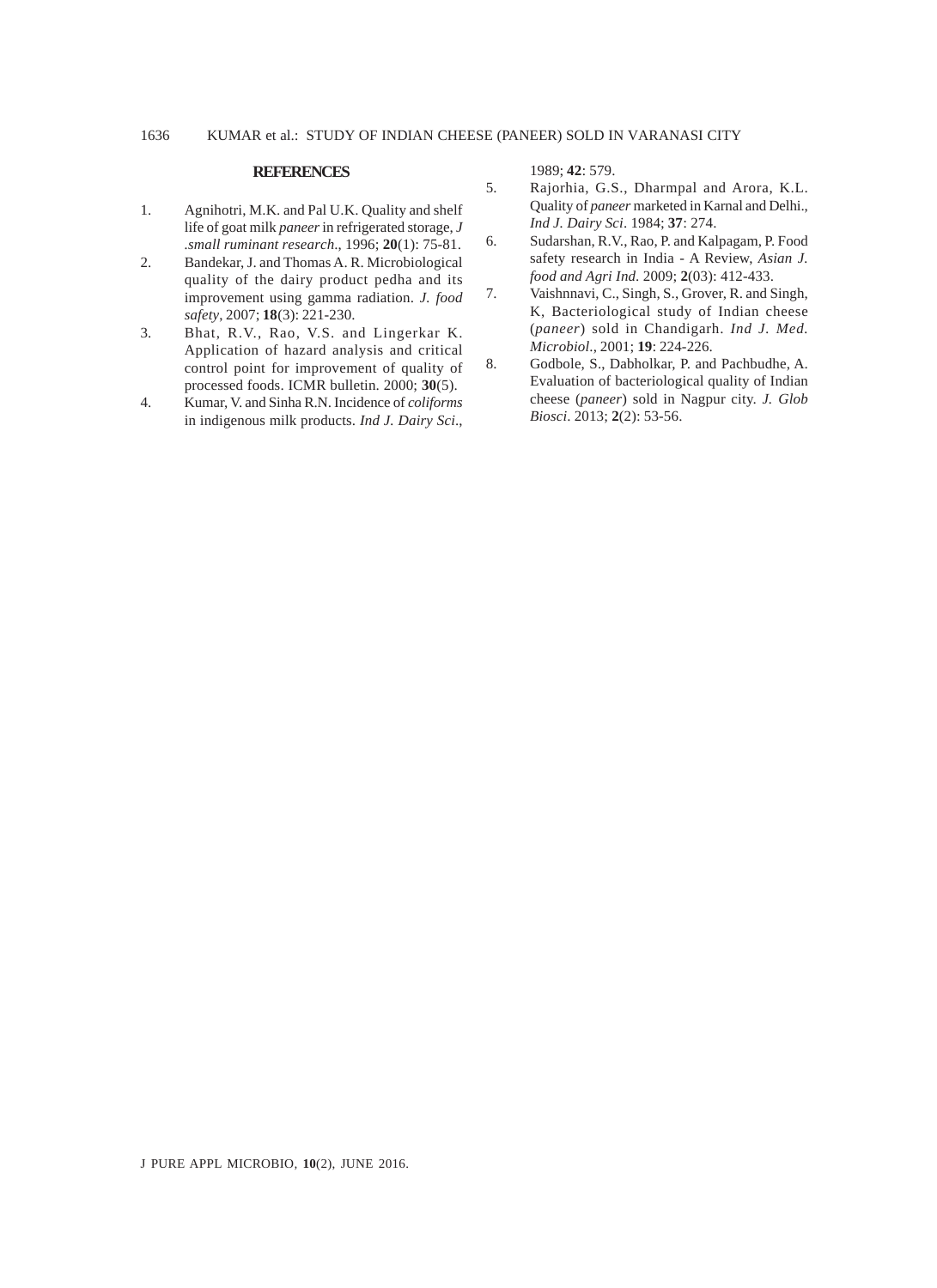## REFERENCES

1. Agnihotri, M.K. and Pal U.K. Quality and shelf life of goat milk *paneer* in refrigerated storage, *J .small ruminant research*., 1996; **20**(1): 75-81.
2. Bandekar, J. and Thomas A. R. Microbiological quality of the dairy product pedha and its improvement using gamma radiation. *J. food safety*, 2007; **18**(3): 221-230.
3. Bhat, R.V., Rao, V.S. and Lingerkar K. Application of hazard analysis and critical control point for improvement of quality of processed foods. ICMR bulletin. 2000; **30**(5).
4. Kumar, V. and Sinha R.N. Incidence of *coliforms* in indigenous milk products. *Ind J. Dairy Sci*., 1989; **42**: 579.
5. Rajorhia, G.S., Dharmpal and Arora, K.L. Quality of *paneer* marketed in Karnal and Delhi., *Ind J. Dairy Sci*. 1984; **37**: 274.
6. Sudarshan, R.V., Rao, P. and Kalpagam, P. Food safety research in India - A Review, *Asian J. food and Agri Ind*. 2009; **2**(03): 412-433.
7. Vaishnnavi, C., Singh, S., Grover, R. and Singh, K, Bacteriological study of Indian cheese (*paneer*) sold in Chandigarh. *Ind J. Med. Microbiol*., 2001; **19**: 224-226.
8. Godbole, S., Dabholkar, P. and Pachbudhe, A. Evaluation of bacteriological quality of Indian cheese (*paneer*) sold in Nagpur city. *J. Glob Biosci*. 2013; **2**(2): 53-56.